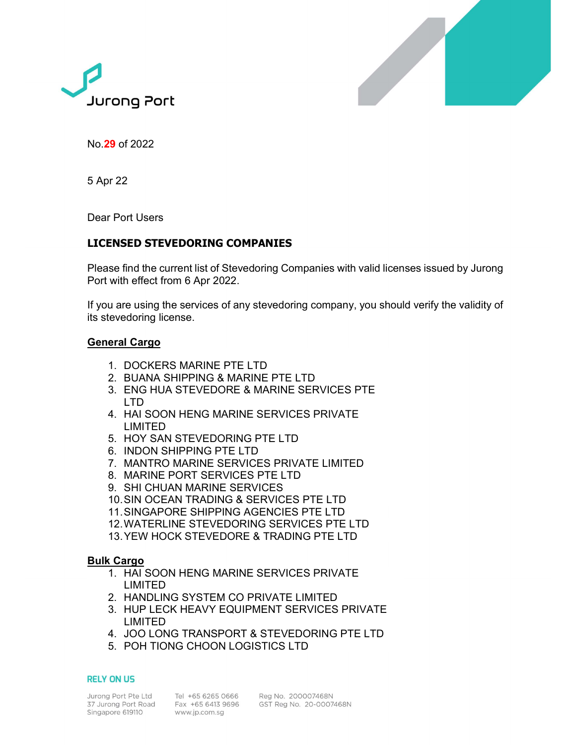No.29 of 2022

5 Apr 22

Dear Port Users

**LICENSED STEVEDORING COMPANIES**

Please find the current list of Stevedoring Companies with valid licenses issued by Jurong Port with effect from 6 Apr 2022.

If you are using the services of any stevedoring company, you should verify the validity of its stevedoring license.

**General Cargo**

1. DOCKERS MARINE PTE LTD
2. BUANA SHIPPING & MARINE PTE LTD
3. ENG HUA STEVEDORE & MARINE SERVICES PTE LTD
4. HAI SOON HENG MARINE SERVICES PRIVATE LIMITED
5. HOY SAN STEVEDORING PTE LTD
6. INDON SHIPPING PTE LTD
7. MANTRO MARINE SERVICES PRIVATE LIMITED
8. MARINE PORT SERVICES PTE LTD
9. SHI CHUAN MARINE SERVICES
10. SIN OCEAN TRADING & SERVICES PTE LTD
11. SINGAPORE SHIPPING AGENCIES PTE LTD
12. WATERLINE STEVEDORING SERVICES PTE LTD
13. YEW HOCK STEVEDORE & TRADING PTE LTD

**Bulk Cargo**

1. HAI SOON HENG MARINE SERVICES PRIVATE LIMITED
2. HANDLING SYSTEM CO PRIVATE LIMITED
3. HUP LECK HEAVY EQUIPMENT SERVICES PRIVATE LIMITED
4. JOO LONG TRANSPORT & STEVEDORING PTE LTD
5. POH TIONG CHOON LOGISTICS LTD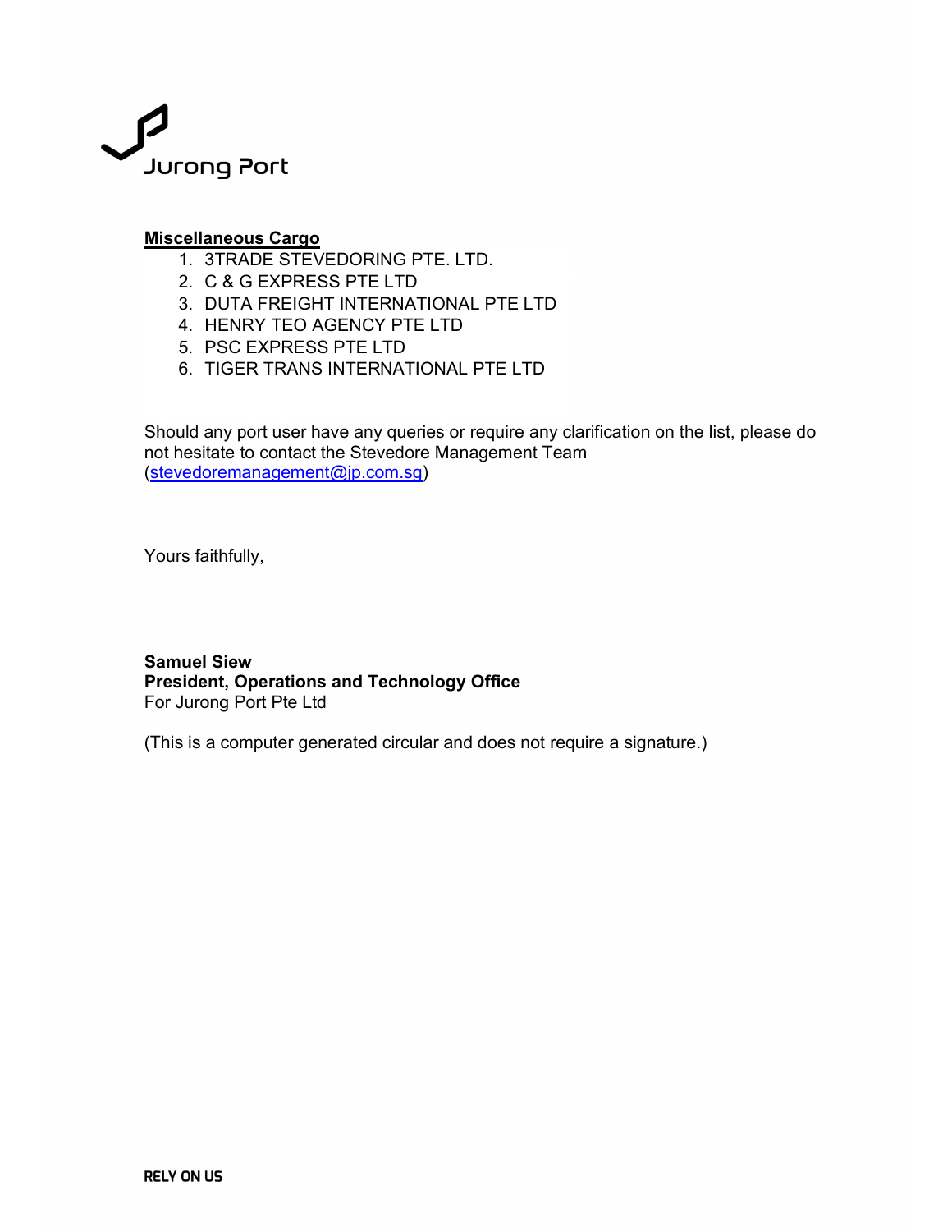**Miscellaneous Cargo**

1. 3TRADE STEVEDORING PTE. LTD.
2. C & G EXPRESS PTE LTD
3. DUTA FREIGHT INTERNATIONAL PTE LTD
4. HENRY TEO AGENCY PTE LTD
5. PSC EXPRESS PTE LTD
6. TIGER TRANS INTERNATIONAL PTE LTD

Should any port user have any queries or require any clarification on the list, please do not hesitate to contact the Stevedore Management Team (stevedoremanagement@jp.com.sg)

Yours faithfully,

**Samuel Siew**
**President, Operations and Technology Office**
For Jurong Port Pte Ltd

(This is a computer generated circular and does not require a signature.)